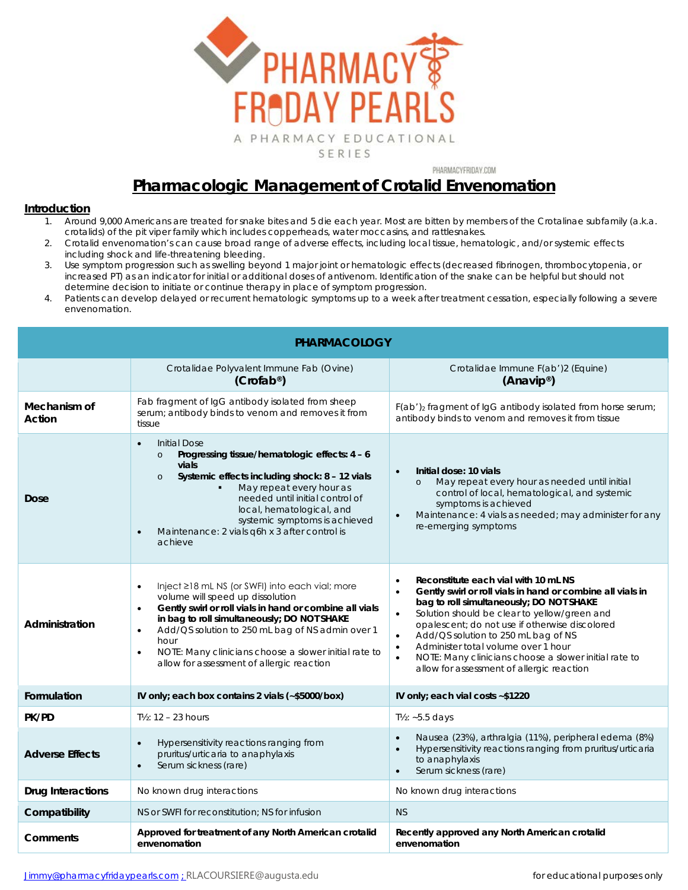# Pharmacy Friday Pearls

A PHARMACY EDUCATIONAL SERIES

PHARMACYFRIDAY.COM

## Pharmacologic Management of Crotalid Envenomation

### Introduction

1. Around 9,000 Americans are treated for snake bites and 5 die each year. Most are bitten by members of the Crotalinae subfamily (a.k.a. crotalids) of the pit viper family which includes copperheads, water moccasins, and rattlesnakes.
2. Crotalid envenomation's can cause broad range of adverse effects, including local tissue, hematologic, and/or systemic effects including shock and life-threatening bleeding.
3. Use symptom progression such as swelling beyond 1 major joint or hematologic effects (decreased fibrinogen, thrombocytopenia, or increased PT) as an indicator for initial or additional doses of antivenom. Identification of the snake can be helpful but should not determine decision to initiate or continue therapy in place of symptom progression.
4. Patients can develop delayed or recurrent hematologic symptoms up to a week after treatment cessation, especially following a severe envenomation.

| **PHARMACOLOGY** | | |
|---|---|---|
| | Crotalidae Polyvalent Immune Fab (Ovine) **(Crofab®)** | Crotalidae Immune F(ab')2 (Equine) **(Anavip®)** |
| **Mechanism of Action** | Fab fragment of IgG antibody isolated from sheep serum; antibody binds to venom and removes it from tissue | $F(ab')_2$ fragment of IgG antibody isolated from horse serum; antibody binds to venom and removes it from tissue |
| **Dose** | • Initial Dose<br>  o **Progressing tissue/hematologic effects: 4 – 6 vials**<br>  o **Systemic effects including shock: 8 – 12 vials**<br>    ▪ May repeat every hour as needed until initial control of local, hematological, and systemic symptoms is achieved<br>• Maintenance: 2 vials q6h x 3 after control is achieve | • **Initial dose: 10 vials**<br>  o May repeat every hour as needed until initial control of local, hematological, and systemic symptoms is achieved<br>• Maintenance: 4 vials as needed; may administer for any re-emerging symptoms |
| **Administration** | • Inject ≥18 mL NS (or SWFI) into each vial; more volume will speed up dissolution<br>• **Gently swirl or roll vials in hand or combine all vials in bag to roll simultaneously; DO NOT SHAKE**<br>• Add/QS solution to 250 mL bag of NS admin over 1 hour<br>• NOTE: Many clinicians choose a slower initial rate to allow for assessment of allergic reaction | • **Reconstitute each vial with 10 mL NS**<br>• **Gently swirl or roll vials in hand or combine all vials in bag to roll simultaneously; DO NOT SHAKE**<br>• Solution should be clear to yellow/green and opalescent; do not use if otherwise discolored<br>• Add/QS solution to 250 mL bag of NS<br>• Administer total volume over 1 hour<br>• NOTE: Many clinicians choose a slower initial rate to allow for assessment of allergic reaction |
| **Formulation** | **IV only; each box contains 2 vials (~$5000/box)** | **IV only; each vial costs ~$1220** |
| **PK/PD** | T½: 12 – 23 hours | T½: ~5.5 days |
| **Adverse Effects** | • Hypersensitivity reactions ranging from pruritus/urticaria to anaphylaxis<br>• Serum sickness (rare) | • Nausea (23%), arthralgia (11%), peripheral edema (8%)<br>• Hypersensitivity reactions ranging from pruritus/urticaria to anaphylaxis<br>• Serum sickness (rare) |
| **Drug Interactions** | No known drug interactions | No known drug interactions |
| **Compatibility** | NS or SWFI for reconstitution; NS for infusion | NS |
| **Comments** | **Approved for treatment of any North American crotalid envenomation** | **Recently approved any North American crotalid envenomation** |

Jimmy@pharmacyfridaypearls.com ; RLACOURSIERE@augusta.edu

for educational purposes only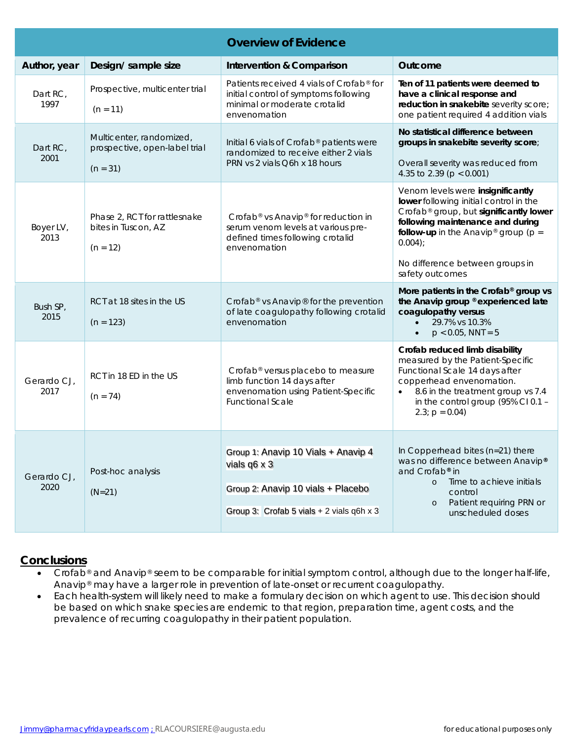| Overview of Evidence | | | |
|---|---|---|---|
| **Author, year** | **Design/ sample size** | **Intervention & Comparison** | **Outcome** |
| Dart RC, 1997 | Prospective, multicenter trial (n = 11) | Patients received 4 vials of Crofab® for initial control of symptoms following minimal or moderate crotalid envenomation | **Ten of 11 patients were deemed to have a clinical response and reduction in snakebite** severity score; one patient required 4 addition vials |
| Dart RC, 2001 | Multicenter, randomized, prospective, open-label trial (n = 31) | Initial 6 vials of Crofab® patients were randomized to receive either 2 vials PRN vs 2 vials Q6h x 18 hours | **No statistical difference between groups in snakebite severity score**; Overall severity was reduced from 4.35 to 2.39 ($p < 0.001$) |
| Boyer LV, 2013 | Phase 2, RCT for rattlesnake bites in Tuscon, AZ (n = 12) | Crofab® vs Anavip® for reduction in serum venom levels at various pre-defined times following crotalid envenomation | Venom levels were **insignificantly lower** following initial control in the Crofab® group, but **significantly lower following maintenance and during follow-up** in the Anavip® group ($p = 0.004$); No difference between groups in safety outcomes |
| Bush SP, 2015 | RCT at 18 sites in the US (n = 123) | Crofab® vs Anavip® for the prevention of late coagulopathy following crotalid envenomation | **More patients in the Crofab® group vs the Anavip group ® experienced late coagulopathy versus** <br>• 29.7% vs 10.3% <br>• $p < 0.05$, NNT = 5 |
| Gerardo CJ, 2017 | RCT in 18 ED in the US (n = 74) | Crofab® versus placebo to measure limb function 14 days after envenomation using Patient-Specific Functional Scale | **Crofab reduced limb disability** measured by the Patient-Specific Functional Scale 14 days after copperhead envenomation. <br>• 8.6 in the treatment group vs 7.4 in the control group (95% CI 0.1 – 2.3; $p = 0.04$) |
| Gerardo CJ, 2020 | Post-hoc analysis (N=21) | Group 1: Anavip 10 Vials + Anavip 4 vials q6 x 3 <br>Group 2: Anavip 10 vials + Placebo <br>Group 3: Crofab 5 vials + 2 vials q6h x 3 | In Copperhead bites (n=21) there was no difference between Anavip® and Crofab® in <br>o Time to achieve initials control <br>o Patient requiring PRN or unscheduled doses |

## Conclusions

- Crofab® and Anavip® seem to be comparable for initial symptom control, although due to the longer half-life, Anavip® may have a larger role in prevention of late-onset or recurrent coagulopathy.
- Each health-system will likely need to make a formulary decision on which agent to use. This decision should be based on which snake species are endemic to that region, preparation time, agent costs, and the prevalence of recurring coagulopathy in their patient population.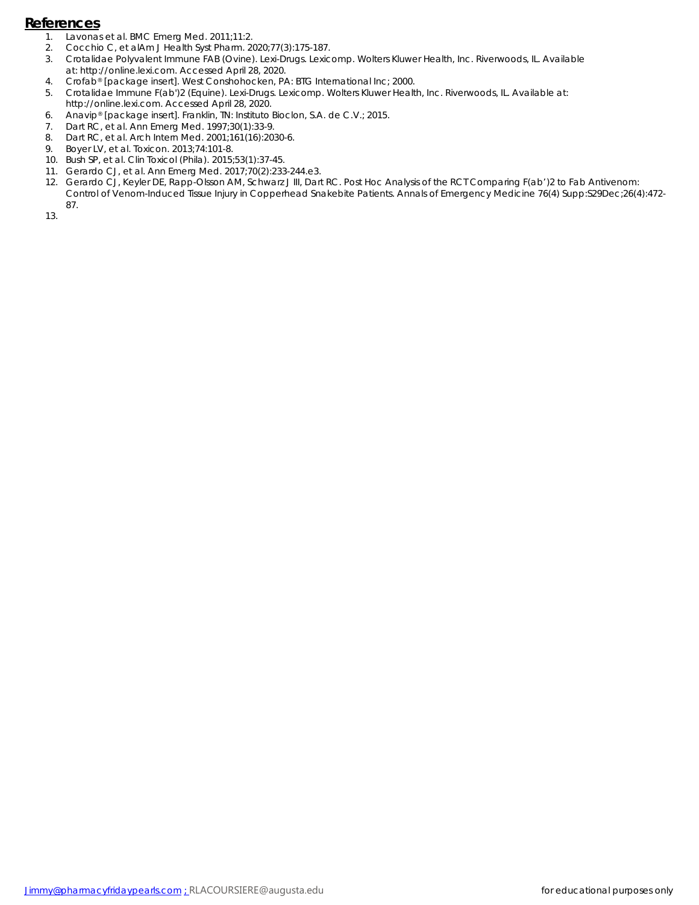## References

1. Lavonas et al. BMC Emerg Med. 2011;11:2.
2. Cocchio C, et alAm J Health Syst Pharm. 2020;77(3):175-187.
3. Crotalidae Polyvalent Immune FAB (Ovine). Lexi-Drugs. Lexicomp. Wolters Kluwer Health, Inc. Riverwoods, IL. Available at: http://online.lexi.com. Accessed April 28, 2020.
4. Crofab® [package insert]. West Conshohocken, PA: BTG International Inc; 2000.
5. Crotalidae Immune F(ab')2 (Equine). Lexi-Drugs. Lexicomp. Wolters Kluwer Health, Inc. Riverwoods, IL. Available at: http://online.lexi.com. Accessed April 28, 2020.
6. Anavip® [package insert]. Franklin, TN: Instituto Bioclon, S.A. de C.V.; 2015.
7. Dart RC, et al. Ann Emerg Med. 1997;30(1):33-9.
8. Dart RC, et al. Arch Intern Med. 2001;161(16):2030-6.
9. Boyer LV, et al. Toxicon. 2013;74:101-8.
10. Bush SP, et al. Clin Toxicol (Phila). 2015;53(1):37-45.
11. Gerardo CJ, et al. Ann Emerg Med. 2017;70(2):233-244.e3.
12. Gerardo CJ, Keyler DE, Rapp-Olsson AM, Schwarz J III, Dart RC. Post Hoc Analysis of the RCT Comparing F(ab')2 to Fab Antivenom: Control of Venom-Induced Tissue Injury in Copperhead Snakebite Patients. Annals of Emergency Medicine 76(4) Supp:S29Dec;26(4):472-87.
13. 

Jimmy@pharmacyfridaypearls.com ; RLACOURSIERE@augusta.edu

for educational purposes only